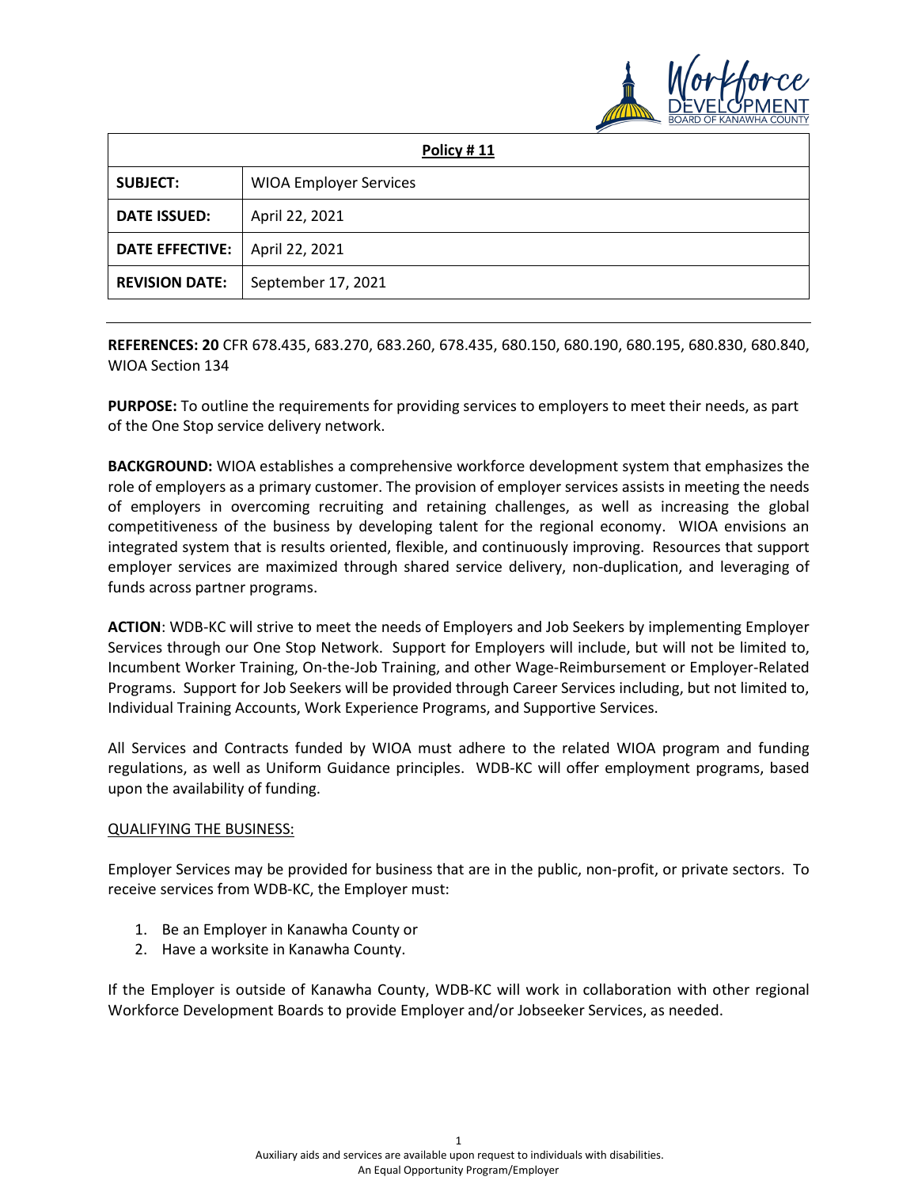| Policy # 11 | |
|---|---|
| **SUBJECT:** | WIOA Employer Services |
| **DATE ISSUED:** | April 22, 2021 |
| **DATE EFFECTIVE:** | April 22, 2021 |
| **REVISION DATE:** | September 17, 2021 |

**REFERENCES: 20** CFR 678.435, 683.270, 683.260, 678.435, 680.150, 680.190, 680.195, 680.830, 680.840, WIOA Section 134

**PURPOSE:** To outline the requirements for providing services to employers to meet their needs, as part of the One Stop service delivery network.

**BACKGROUND:** WIOA establishes a comprehensive workforce development system that emphasizes the role of employers as a primary customer. The provision of employer services assists in meeting the needs of employers in overcoming recruiting and retaining challenges, as well as increasing the global competitiveness of the business by developing talent for the regional economy. WIOA envisions an integrated system that is results oriented, flexible, and continuously improving. Resources that support employer services are maximized through shared service delivery, non-duplication, and leveraging of funds across partner programs.

**ACTION**: WDB-KC will strive to meet the needs of Employers and Job Seekers by implementing Employer Services through our One Stop Network. Support for Employers will include, but will not be limited to, Incumbent Worker Training, On-the-Job Training, and other Wage-Reimbursement or Employer-Related Programs. Support for Job Seekers will be provided through Career Services including, but not limited to, Individual Training Accounts, Work Experience Programs, and Supportive Services.

All Services and Contracts funded by WIOA must adhere to the related WIOA program and funding regulations, as well as Uniform Guidance principles. WDB-KC will offer employment programs, based upon the availability of funding.

QUALIFYING THE BUSINESS:

Employer Services may be provided for business that are in the public, non-profit, or private sectors. To receive services from WDB-KC, the Employer must:

1. Be an Employer in Kanawha County or
2. Have a worksite in Kanawha County.

If the Employer is outside of Kanawha County, WDB-KC will work in collaboration with other regional Workforce Development Boards to provide Employer and/or Jobseeker Services, as needed.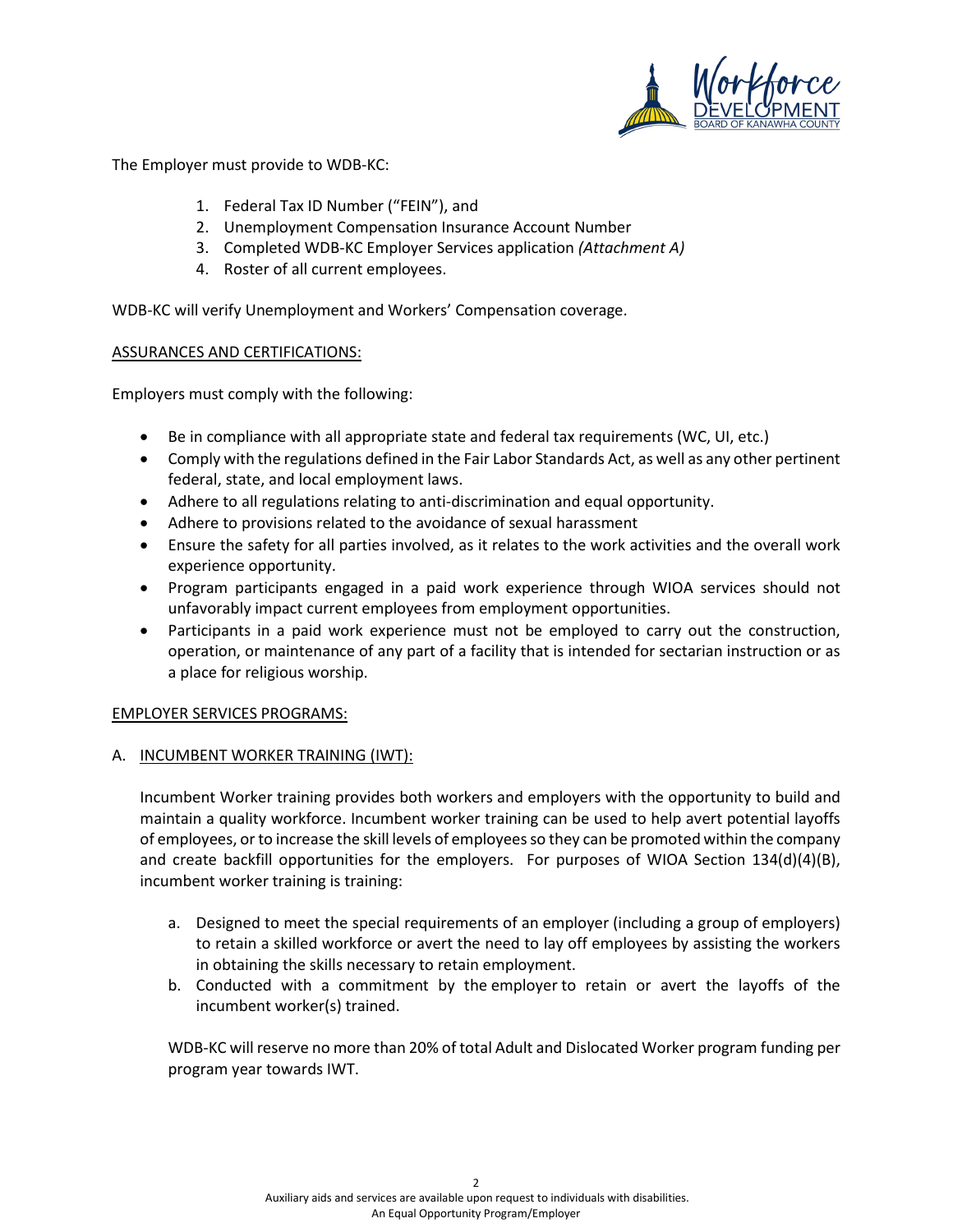The Employer must provide to WDB-KC:

1. Federal Tax ID Number ("FEIN"), and
2. Unemployment Compensation Insurance Account Number
3. Completed WDB-KC Employer Services application *(Attachment A)*
4. Roster of all current employees.

WDB-KC will verify Unemployment and Workers' Compensation coverage.

## ASSURANCES AND CERTIFICATIONS:

Employers must comply with the following:

- Be in compliance with all appropriate state and federal tax requirements (WC, UI, etc.)
- Comply with the regulations defined in the Fair Labor Standards Act, as well as any other pertinent federal, state, and local employment laws.
- Adhere to all regulations relating to anti-discrimination and equal opportunity.
- Adhere to provisions related to the avoidance of sexual harassment
- Ensure the safety for all parties involved, as it relates to the work activities and the overall work experience opportunity.
- Program participants engaged in a paid work experience through WIOA services should not unfavorably impact current employees from employment opportunities.
- Participants in a paid work experience must not be employed to carry out the construction, operation, or maintenance of any part of a facility that is intended for sectarian instruction or as a place for religious worship.

## EMPLOYER SERVICES PROGRAMS:

### A. INCUMBENT WORKER TRAINING (IWT):

Incumbent Worker training provides both workers and employers with the opportunity to build and maintain a quality workforce. Incumbent worker training can be used to help avert potential layoffs of employees, or to increase the skill levels of employees so they can be promoted within the company and create backfill opportunities for the employers. For purposes of WIOA Section 134(d)(4)(B), incumbent worker training is training:

a. Designed to meet the special requirements of an employer (including a group of employers) to retain a skilled workforce or avert the need to lay off employees by assisting the workers in obtaining the skills necessary to retain employment.
b. Conducted with a commitment by the employer to retain or avert the layoffs of the incumbent worker(s) trained.

WDB-KC will reserve no more than 20% of total Adult and Dislocated Worker program funding per program year towards IWT.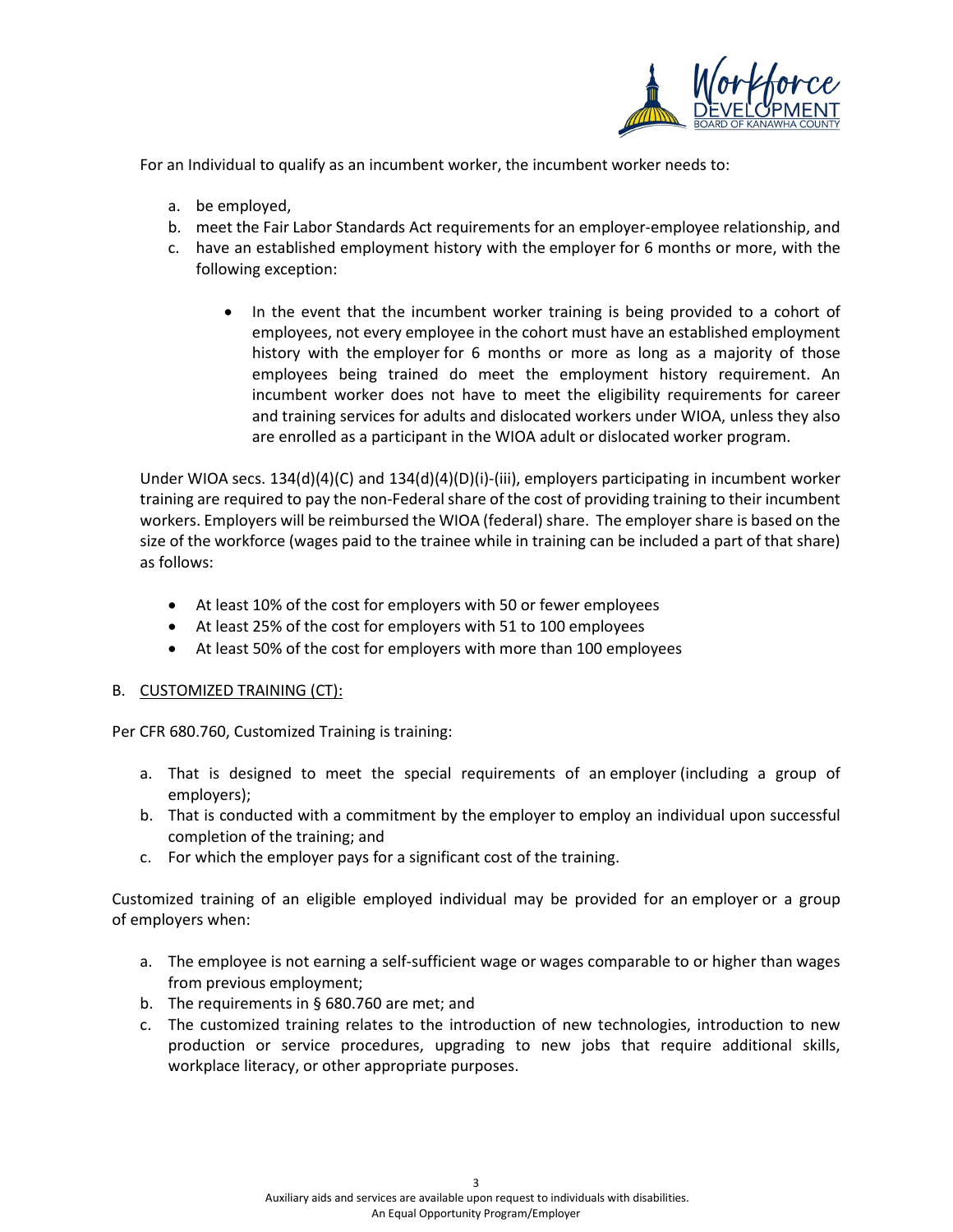For an Individual to qualify as an incumbent worker, the incumbent worker needs to:

a. be employed,
b. meet the Fair Labor Standards Act requirements for an employer-employee relationship, and
c. have an established employment history with the employer for 6 months or more, with the following exception:

    - In the event that the incumbent worker training is being provided to a cohort of employees, not every employee in the cohort must have an established employment history with the employer for 6 months or more as long as a majority of those employees being trained do meet the employment history requirement. An incumbent worker does not have to meet the eligibility requirements for career and training services for adults and dislocated workers under WIOA, unless they also are enrolled as a participant in the WIOA adult or dislocated worker program.

Under WIOA secs. 134(d)(4)(C) and 134(d)(4)(D)(i)-(iii), employers participating in incumbent worker training are required to pay the non-Federal share of the cost of providing training to their incumbent workers. Employers will be reimbursed the WIOA (federal) share. The employer share is based on the size of the workforce (wages paid to the trainee while in training can be included a part of that share) as follows:

- At least 10% of the cost for employers with 50 or fewer employees
- At least 25% of the cost for employers with 51 to 100 employees
- At least 50% of the cost for employers with more than 100 employees

B. <u>CUSTOMIZED TRAINING (CT):</u>

Per CFR 680.760, Customized Training is training:

a. That is designed to meet the special requirements of an employer (including a group of employers);
b. That is conducted with a commitment by the employer to employ an individual upon successful completion of the training; and
c. For which the employer pays for a significant cost of the training.

Customized training of an eligible employed individual may be provided for an employer or a group of employers when:

a. The employee is not earning a self-sufficient wage or wages comparable to or higher than wages from previous employment;
b. The requirements in § 680.760 are met; and
c. The customized training relates to the introduction of new technologies, introduction to new production or service procedures, upgrading to new jobs that require additional skills, workplace literacy, or other appropriate purposes.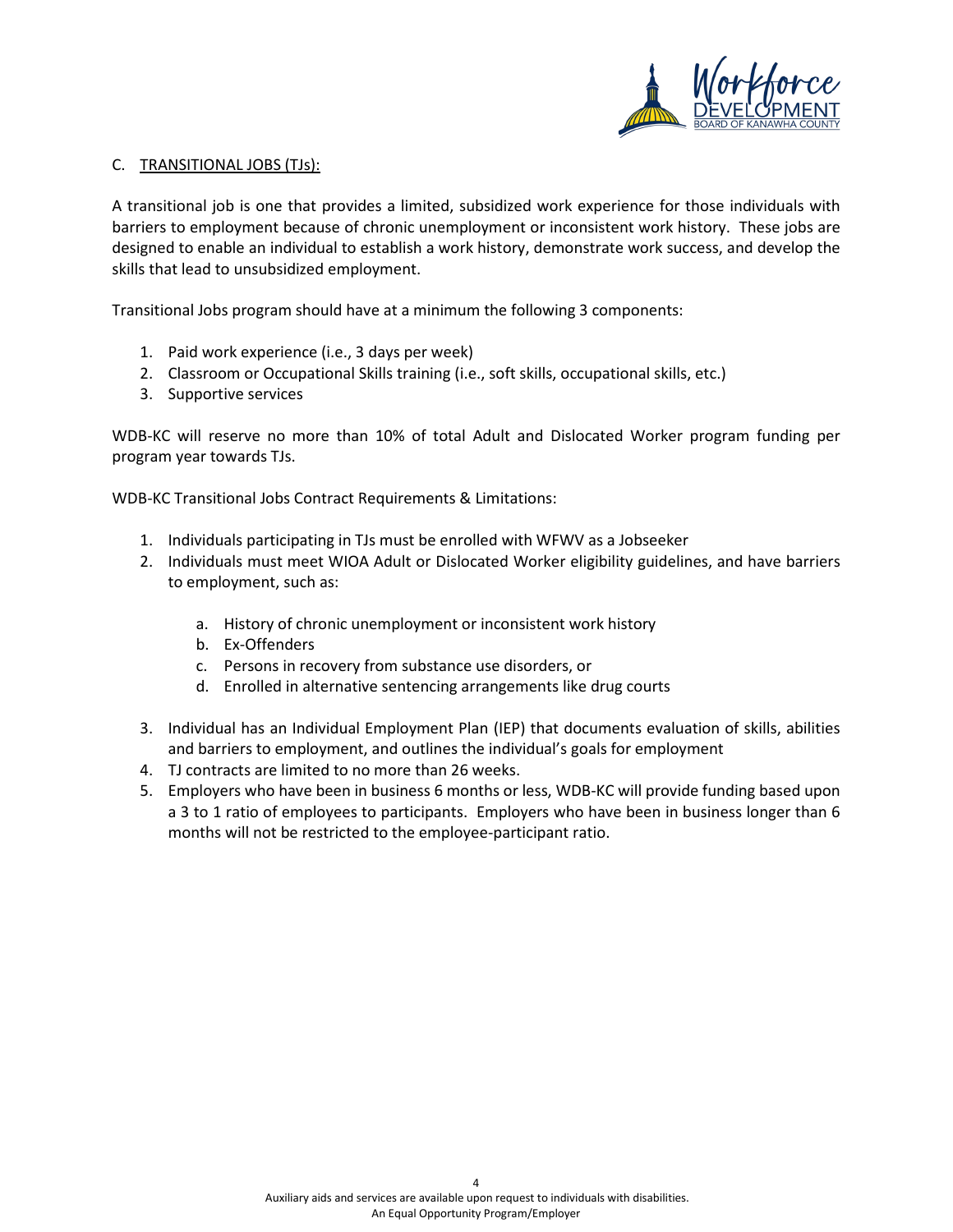### C. TRANSITIONAL JOBS (TJs):

A transitional job is one that provides a limited, subsidized work experience for those individuals with barriers to employment because of chronic unemployment or inconsistent work history. These jobs are designed to enable an individual to establish a work history, demonstrate work success, and develop the skills that lead to unsubsidized employment.

Transitional Jobs program should have at a minimum the following 3 components:

1. Paid work experience (i.e., 3 days per week)
2. Classroom or Occupational Skills training (i.e., soft skills, occupational skills, etc.)
3. Supportive services

WDB-KC will reserve no more than 10% of total Adult and Dislocated Worker program funding per program year towards TJs.

WDB-KC Transitional Jobs Contract Requirements & Limitations:

1. Individuals participating in TJs must be enrolled with WFWV as a Jobseeker
2. Individuals must meet WIOA Adult or Dislocated Worker eligibility guidelines, and have barriers to employment, such as:
   a. History of chronic unemployment or inconsistent work history
   b. Ex-Offenders
   c. Persons in recovery from substance use disorders, or
   d. Enrolled in alternative sentencing arrangements like drug courts
3. Individual has an Individual Employment Plan (IEP) that documents evaluation of skills, abilities and barriers to employment, and outlines the individual's goals for employment
4. TJ contracts are limited to no more than 26 weeks.
5. Employers who have been in business 6 months or less, WDB-KC will provide funding based upon a 3 to 1 ratio of employees to participants. Employers who have been in business longer than 6 months will not be restricted to the employee-participant ratio.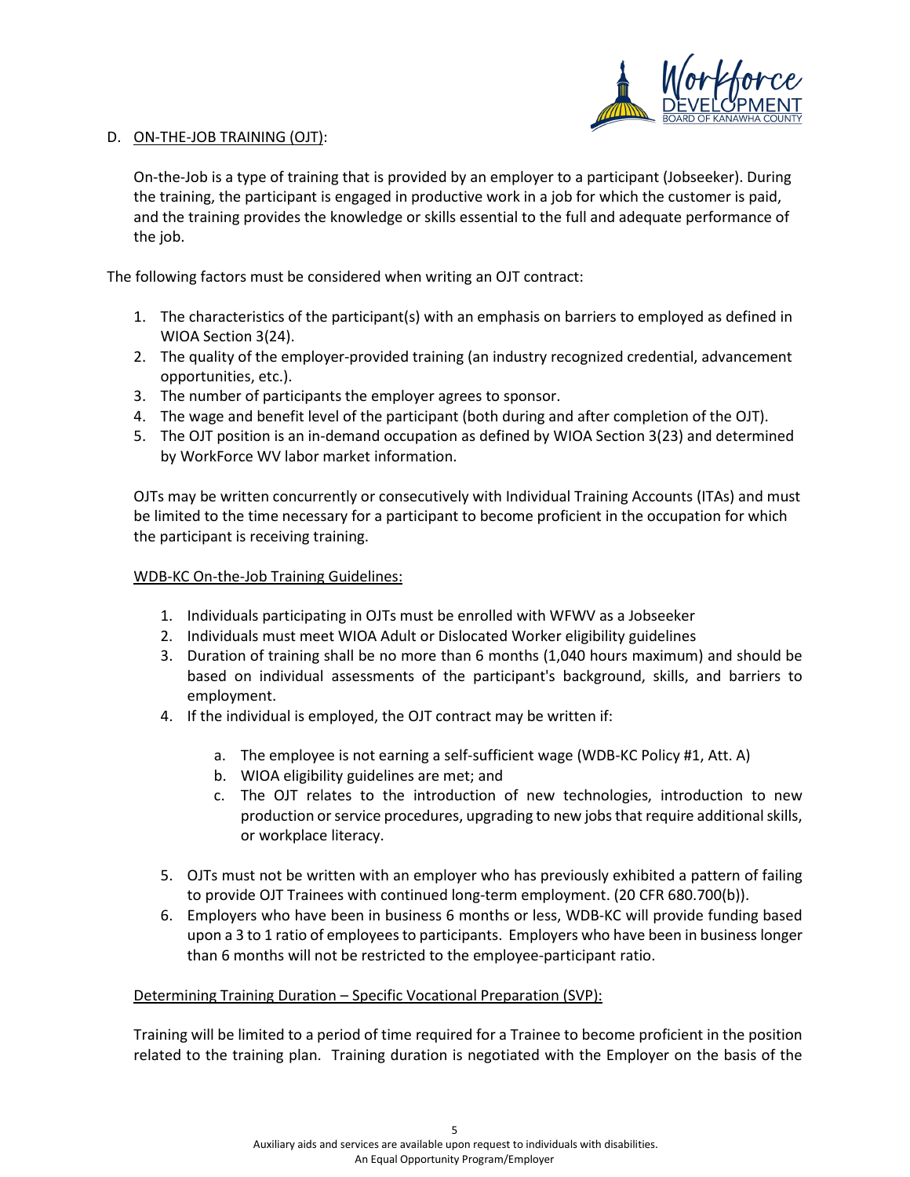D. <u>ON-THE-JOB TRAINING (OJT)</u>:

On-the-Job is a type of training that is provided by an employer to a participant (Jobseeker). During the training, the participant is engaged in productive work in a job for which the customer is paid, and the training provides the knowledge or skills essential to the full and adequate performance of the job.

The following factors must be considered when writing an OJT contract:

1. The characteristics of the participant(s) with an emphasis on barriers to employed as defined in WIOA Section 3(24).
2. The quality of the employer-provided training (an industry recognized credential, advancement opportunities, etc.).
3. The number of participants the employer agrees to sponsor.
4. The wage and benefit level of the participant (both during and after completion of the OJT).
5. The OJT position is an in-demand occupation as defined by WIOA Section 3(23) and determined by WorkForce WV labor market information.

OJTs may be written concurrently or consecutively with Individual Training Accounts (ITAs) and must be limited to the time necessary for a participant to become proficient in the occupation for which the participant is receiving training.

<u>WDB-KC On-the-Job Training Guidelines:</u>

1. Individuals participating in OJTs must be enrolled with WFWV as a Jobseeker
2. Individuals must meet WIOA Adult or Dislocated Worker eligibility guidelines
3. Duration of training shall be no more than 6 months (1,040 hours maximum) and should be based on individual assessments of the participant's background, skills, and barriers to employment.
4. If the individual is employed, the OJT contract may be written if:
    a. The employee is not earning a self-sufficient wage (WDB-KC Policy #1, Att. A)
    b. WIOA eligibility guidelines are met; and
    c. The OJT relates to the introduction of new technologies, introduction to new production or service procedures, upgrading to new jobs that require additional skills, or workplace literacy.
5. OJTs must not be written with an employer who has previously exhibited a pattern of failing to provide OJT Trainees with continued long-term employment. (20 CFR 680.700(b)).
6. Employers who have been in business 6 months or less, WDB-KC will provide funding based upon a 3 to 1 ratio of employees to participants. Employers who have been in business longer than 6 months will not be restricted to the employee-participant ratio.

<u>Determining Training Duration – Specific Vocational Preparation (SVP):</u>

Training will be limited to a period of time required for a Trainee to become proficient in the position related to the training plan. Training duration is negotiated with the Employer on the basis of the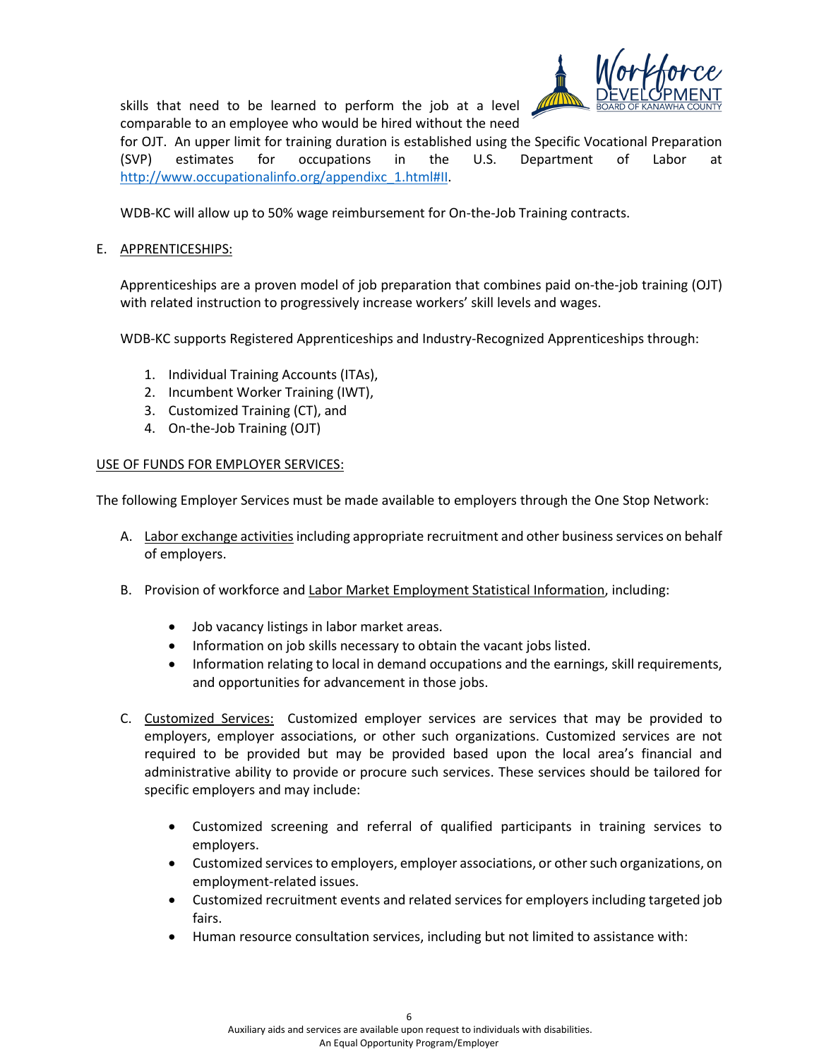skills that need to be learned to perform the job at a level comparable to an employee who would be hired without the need for OJT. An upper limit for training duration is established using the Specific Vocational Preparation (SVP) estimates for occupations in the U.S. Department of Labor at http://www.occupationalinfo.org/appendixc_1.html#II.

WDB-KC will allow up to 50% wage reimbursement for On-the-Job Training contracts.

E. APPRENTICESHIPS:

Apprenticeships are a proven model of job preparation that combines paid on-the-job training (OJT) with related instruction to progressively increase workers' skill levels and wages.

WDB-KC supports Registered Apprenticeships and Industry-Recognized Apprenticeships through:

1. Individual Training Accounts (ITAs),
2. Incumbent Worker Training (IWT),
3. Customized Training (CT), and
4. On-the-Job Training (OJT)

USE OF FUNDS FOR EMPLOYER SERVICES:

The following Employer Services must be made available to employers through the One Stop Network:

A. Labor exchange activities including appropriate recruitment and other business services on behalf of employers.

B. Provision of workforce and Labor Market Employment Statistical Information, including:

   - Job vacancy listings in labor market areas.
   - Information on job skills necessary to obtain the vacant jobs listed.
   - Information relating to local in demand occupations and the earnings, skill requirements, and opportunities for advancement in those jobs.

C. Customized Services: Customized employer services are services that may be provided to employers, employer associations, or other such organizations. Customized services are not required to be provided but may be provided based upon the local area's financial and administrative ability to provide or procure such services. These services should be tailored for specific employers and may include:

   - Customized screening and referral of qualified participants in training services to employers.
   - Customized services to employers, employer associations, or other such organizations, on employment-related issues.
   - Customized recruitment events and related services for employers including targeted job fairs.
   - Human resource consultation services, including but not limited to assistance with: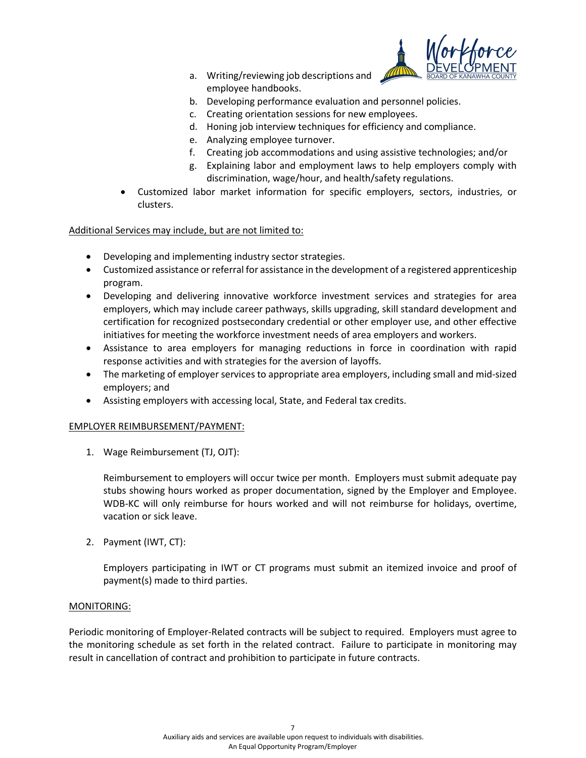a. Writing/reviewing job descriptions and employee handbooks.
b. Developing performance evaluation and personnel policies.
c. Creating orientation sessions for new employees.
d. Honing job interview techniques for efficiency and compliance.
e. Analyzing employee turnover.
f. Creating job accommodations and using assistive technologies; and/or
g. Explaining labor and employment laws to help employers comply with discrimination, wage/hour, and health/safety regulations.

- Customized labor market information for specific employers, sectors, industries, or clusters.

Additional Services may include, but are not limited to:

- Developing and implementing industry sector strategies.
- Customized assistance or referral for assistance in the development of a registered apprenticeship program.
- Developing and delivering innovative workforce investment services and strategies for area employers, which may include career pathways, skills upgrading, skill standard development and certification for recognized postsecondary credential or other employer use, and other effective initiatives for meeting the workforce investment needs of area employers and workers.
- Assistance to area employers for managing reductions in force in coordination with rapid response activities and with strategies for the aversion of layoffs.
- The marketing of employer services to appropriate area employers, including small and mid-sized employers; and
- Assisting employers with accessing local, State, and Federal tax credits.

EMPLOYER REIMBURSEMENT/PAYMENT:

1. Wage Reimbursement (TJ, OJT):

   Reimbursement to employers will occur twice per month. Employers must submit adequate pay stubs showing hours worked as proper documentation, signed by the Employer and Employee. WDB-KC will only reimburse for hours worked and will not reimburse for holidays, overtime, vacation or sick leave.

2. Payment (IWT, CT):

   Employers participating in IWT or CT programs must submit an itemized invoice and proof of payment(s) made to third parties.

MONITORING:

Periodic monitoring of Employer-Related contracts will be subject to required. Employers must agree to the monitoring schedule as set forth in the related contract. Failure to participate in monitoring may result in cancellation of contract and prohibition to participate in future contracts.

Auxiliary aids and services are available upon request to individuals with disabilities.
An Equal Opportunity Program/Employer